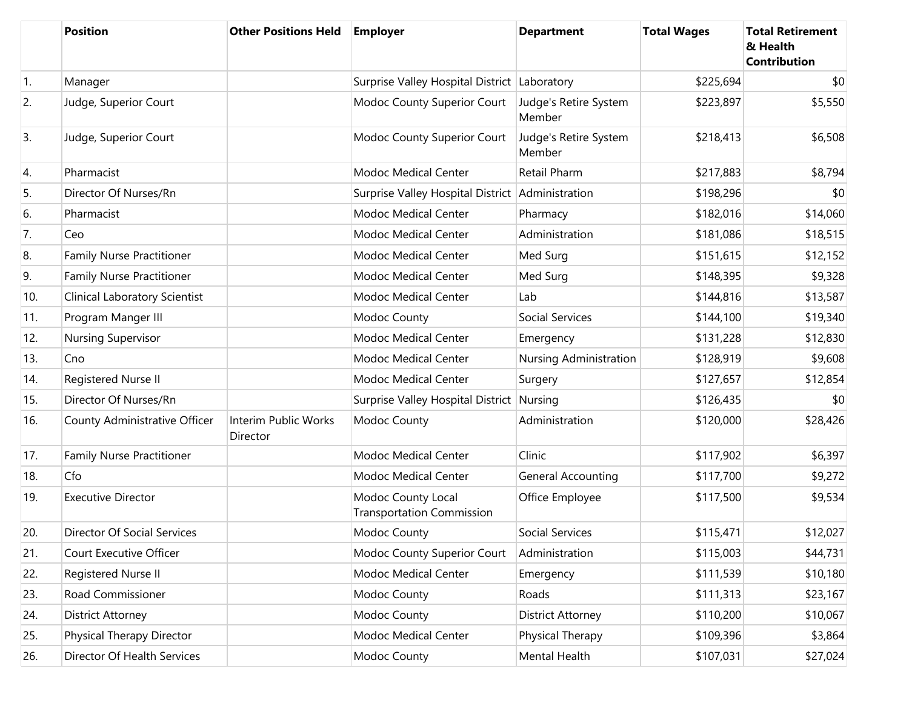|  | Position | Other Positions Held | Employer | Department | Total Wages | Total Retirement & Health Contribution |
|---|---|---|---|---|---|---|
| 1. | Manager |  | Surprise Valley Hospital District | Laboratory | $225,694 | $0 |
| 2. | Judge, Superior Court |  | Modoc County Superior Court | Judge's Retire System Member | $223,897 | $5,550 |
| 3. | Judge, Superior Court |  | Modoc County Superior Court | Judge's Retire System Member | $218,413 | $6,508 |
| 4. | Pharmacist |  | Modoc Medical Center | Retail Pharm | $217,883 | $8,794 |
| 5. | Director Of Nurses/Rn |  | Surprise Valley Hospital District | Administration | $198,296 | $0 |
| 6. | Pharmacist |  | Modoc Medical Center | Pharmacy | $182,016 | $14,060 |
| 7. | Ceo |  | Modoc Medical Center | Administration | $181,086 | $18,515 |
| 8. | Family Nurse Practitioner |  | Modoc Medical Center | Med Surg | $151,615 | $12,152 |
| 9. | Family Nurse Practitioner |  | Modoc Medical Center | Med Surg | $148,395 | $9,328 |
| 10. | Clinical Laboratory Scientist |  | Modoc Medical Center | Lab | $144,816 | $13,587 |
| 11. | Program Manger III |  | Modoc County | Social Services | $144,100 | $19,340 |
| 12. | Nursing Supervisor |  | Modoc Medical Center | Emergency | $131,228 | $12,830 |
| 13. | Cno |  | Modoc Medical Center | Nursing Administration | $128,919 | $9,608 |
| 14. | Registered Nurse II |  | Modoc Medical Center | Surgery | $127,657 | $12,854 |
| 15. | Director Of Nurses/Rn |  | Surprise Valley Hospital District | Nursing | $126,435 | $0 |
| 16. | County Administrative Officer | Interim Public Works Director | Modoc County | Administration | $120,000 | $28,426 |
| 17. | Family Nurse Practitioner |  | Modoc Medical Center | Clinic | $117,902 | $6,397 |
| 18. | Cfo |  | Modoc Medical Center | General Accounting | $117,700 | $9,272 |
| 19. | Executive Director |  | Modoc County Local Transportation Commission | Office Employee | $117,500 | $9,534 |
| 20. | Director Of Social Services |  | Modoc County | Social Services | $115,471 | $12,027 |
| 21. | Court Executive Officer |  | Modoc County Superior Court | Administration | $115,003 | $44,731 |
| 22. | Registered Nurse II |  | Modoc Medical Center | Emergency | $111,539 | $10,180 |
| 23. | Road Commissioner |  | Modoc County | Roads | $111,313 | $23,167 |
| 24. | District Attorney |  | Modoc County | District Attorney | $110,200 | $10,067 |
| 25. | Physical Therapy Director |  | Modoc Medical Center | Physical Therapy | $109,396 | $3,864 |
| 26. | Director Of Health Services |  | Modoc County | Mental Health | $107,031 | $27,024 |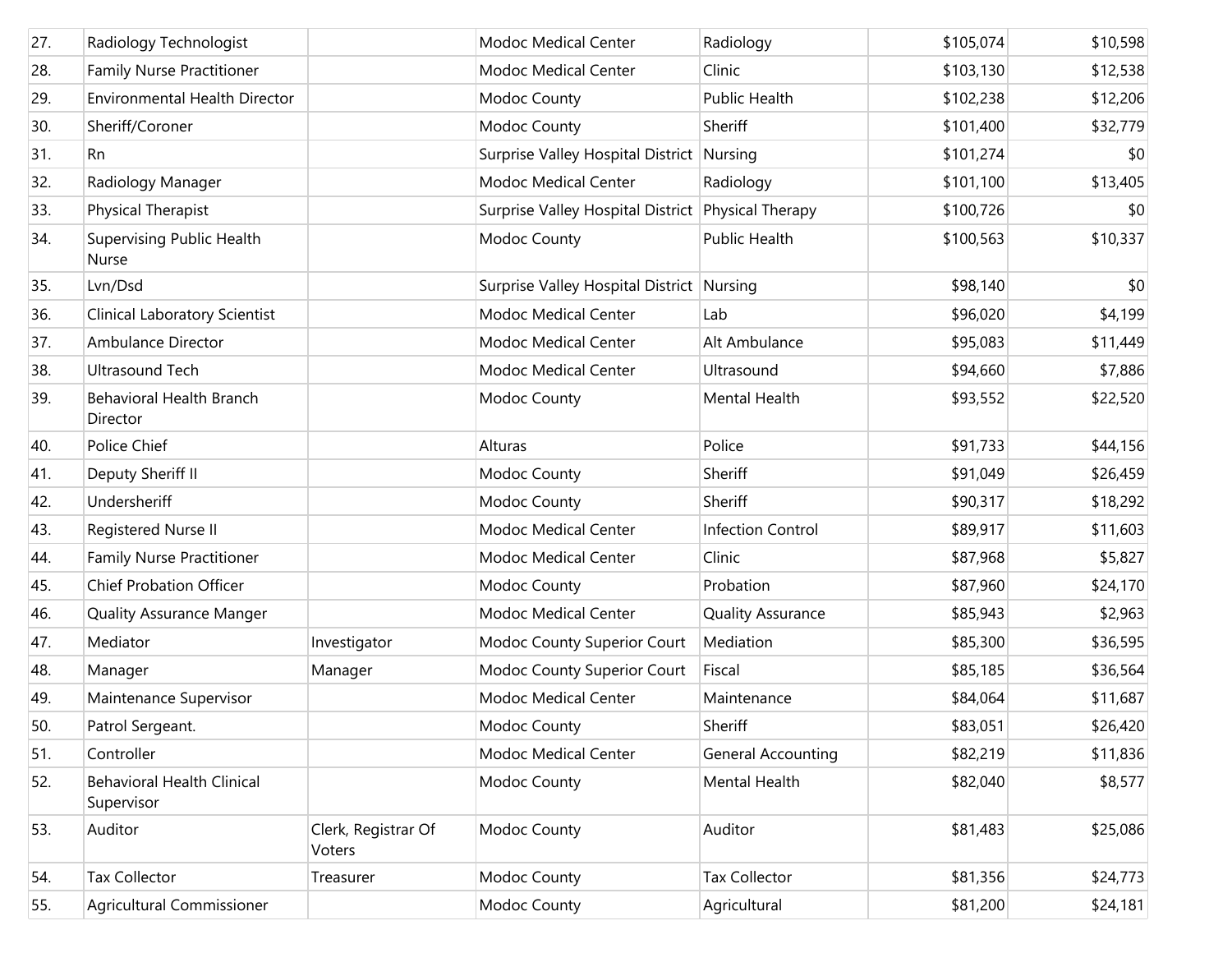| | | | | | | |
|---|---|---|---|---|---|---|
| 27. | Radiology Technologist | | Modoc Medical Center | Radiology | $105,074 | $10,598 |
| 28. | Family Nurse Practitioner | | Modoc Medical Center | Clinic | $103,130 | $12,538 |
| 29. | Environmental Health Director | | Modoc County | Public Health | $102,238 | $12,206 |
| 30. | Sheriff/Coroner | | Modoc County | Sheriff | $101,400 | $32,779 |
| 31. | Rn | | Surprise Valley Hospital District | Nursing | $101,274 | $0 |
| 32. | Radiology Manager | | Modoc Medical Center | Radiology | $101,100 | $13,405 |
| 33. | Physical Therapist | | Surprise Valley Hospital District | Physical Therapy | $100,726 | $0 |
| 34. | Supervising Public Health Nurse | | Modoc County | Public Health | $100,563 | $10,337 |
| 35. | Lvn/Dsd | | Surprise Valley Hospital District | Nursing | $98,140 | $0 |
| 36. | Clinical Laboratory Scientist | | Modoc Medical Center | Lab | $96,020 | $4,199 |
| 37. | Ambulance Director | | Modoc Medical Center | Alt Ambulance | $95,083 | $11,449 |
| 38. | Ultrasound Tech | | Modoc Medical Center | Ultrasound | $94,660 | $7,886 |
| 39. | Behavioral Health Branch Director | | Modoc County | Mental Health | $93,552 | $22,520 |
| 40. | Police Chief | | Alturas | Police | $91,733 | $44,156 |
| 41. | Deputy Sheriff II | | Modoc County | Sheriff | $91,049 | $26,459 |
| 42. | Undersheriff | | Modoc County | Sheriff | $90,317 | $18,292 |
| 43. | Registered Nurse II | | Modoc Medical Center | Infection Control | $89,917 | $11,603 |
| 44. | Family Nurse Practitioner | | Modoc Medical Center | Clinic | $87,968 | $5,827 |
| 45. | Chief Probation Officer | | Modoc County | Probation | $87,960 | $24,170 |
| 46. | Quality Assurance Manger | | Modoc Medical Center | Quality Assurance | $85,943 | $2,963 |
| 47. | Mediator | Investigator | Modoc County Superior Court | Mediation | $85,300 | $36,595 |
| 48. | Manager | Manager | Modoc County Superior Court | Fiscal | $85,185 | $36,564 |
| 49. | Maintenance Supervisor | | Modoc Medical Center | Maintenance | $84,064 | $11,687 |
| 50. | Patrol Sergeant. | | Modoc County | Sheriff | $83,051 | $26,420 |
| 51. | Controller | | Modoc Medical Center | General Accounting | $82,219 | $11,836 |
| 52. | Behavioral Health Clinical Supervisor | | Modoc County | Mental Health | $82,040 | $8,577 |
| 53. | Auditor | Clerk, Registrar Of Voters | Modoc County | Auditor | $81,483 | $25,086 |
| 54. | Tax Collector | Treasurer | Modoc County | Tax Collector | $81,356 | $24,773 |
| 55. | Agricultural Commissioner | | Modoc County | Agricultural | $81,200 | $24,181 |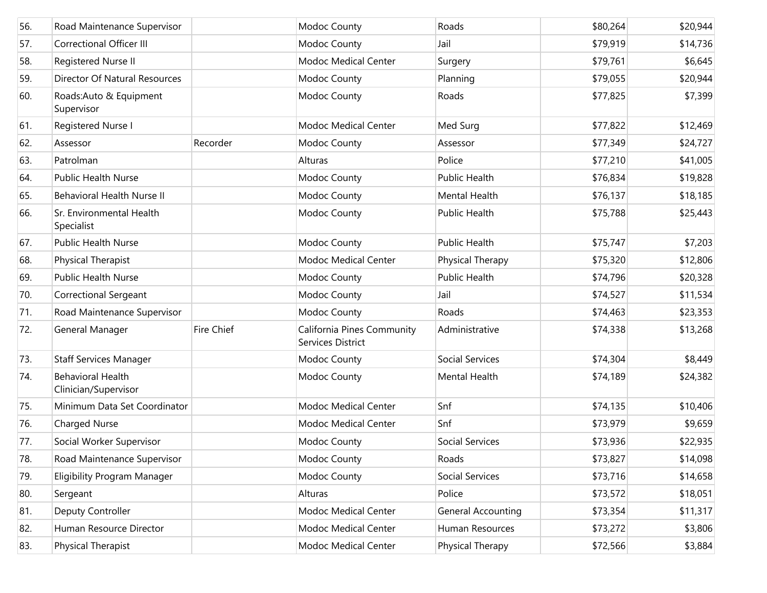| | | | | | | |
|---|---|---|---|---|---|---|
| 56. | Road Maintenance Supervisor | | Modoc County | Roads | $80,264 | $20,944 |
| 57. | Correctional Officer III | | Modoc County | Jail | $79,919 | $14,736 |
| 58. | Registered Nurse II | | Modoc Medical Center | Surgery | $79,761 | $6,645 |
| 59. | Director Of Natural Resources | | Modoc County | Planning | $79,055 | $20,944 |
| 60. | Roads:Auto & Equipment Supervisor | | Modoc County | Roads | $77,825 | $7,399 |
| 61. | Registered Nurse I | | Modoc Medical Center | Med Surg | $77,822 | $12,469 |
| 62. | Assessor | Recorder | Modoc County | Assessor | $77,349 | $24,727 |
| 63. | Patrolman | | Alturas | Police | $77,210 | $41,005 |
| 64. | Public Health Nurse | | Modoc County | Public Health | $76,834 | $19,828 |
| 65. | Behavioral Health Nurse II | | Modoc County | Mental Health | $76,137 | $18,185 |
| 66. | Sr. Environmental Health Specialist | | Modoc County | Public Health | $75,788 | $25,443 |
| 67. | Public Health Nurse | | Modoc County | Public Health | $75,747 | $7,203 |
| 68. | Physical Therapist | | Modoc Medical Center | Physical Therapy | $75,320 | $12,806 |
| 69. | Public Health Nurse | | Modoc County | Public Health | $74,796 | $20,328 |
| 70. | Correctional Sergeant | | Modoc County | Jail | $74,527 | $11,534 |
| 71. | Road Maintenance Supervisor | | Modoc County | Roads | $74,463 | $23,353 |
| 72. | General Manager | Fire Chief | California Pines Community Services District | Administrative | $74,338 | $13,268 |
| 73. | Staff Services Manager | | Modoc County | Social Services | $74,304 | $8,449 |
| 74. | Behavioral Health Clinician/Supervisor | | Modoc County | Mental Health | $74,189 | $24,382 |
| 75. | Minimum Data Set Coordinator | | Modoc Medical Center | Snf | $74,135 | $10,406 |
| 76. | Charged Nurse | | Modoc Medical Center | Snf | $73,979 | $9,659 |
| 77. | Social Worker Supervisor | | Modoc County | Social Services | $73,936 | $22,935 |
| 78. | Road Maintenance Supervisor | | Modoc County | Roads | $73,827 | $14,098 |
| 79. | Eligibility Program Manager | | Modoc County | Social Services | $73,716 | $14,658 |
| 80. | Sergeant | | Alturas | Police | $73,572 | $18,051 |
| 81. | Deputy Controller | | Modoc Medical Center | General Accounting | $73,354 | $11,317 |
| 82. | Human Resource Director | | Modoc Medical Center | Human Resources | $73,272 | $3,806 |
| 83. | Physical Therapist | | Modoc Medical Center | Physical Therapy | $72,566 | $3,884 |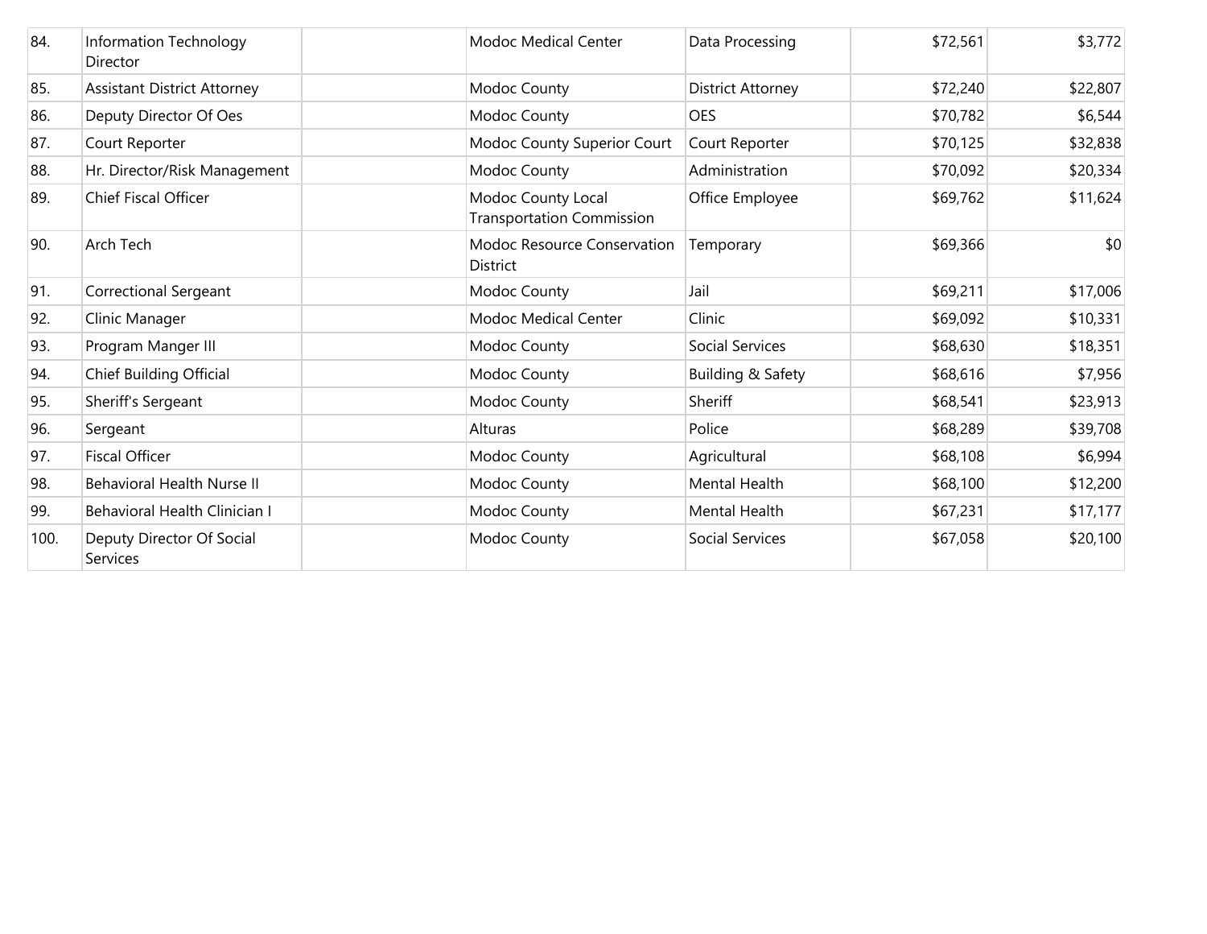| | | | | | | |
|---|---|---|---|---|---|---|
| 84. | Information Technology Director | | Modoc Medical Center | Data Processing | $72,561 | $3,772 |
| 85. | Assistant District Attorney | | Modoc County | District Attorney | $72,240 | $22,807 |
| 86. | Deputy Director Of Oes | | Modoc County | OES | $70,782 | $6,544 |
| 87. | Court Reporter | | Modoc County Superior Court | Court Reporter | $70,125 | $32,838 |
| 88. | Hr. Director/Risk Management | | Modoc County | Administration | $70,092 | $20,334 |
| 89. | Chief Fiscal Officer | | Modoc County Local Transportation Commission | Office Employee | $69,762 | $11,624 |
| 90. | Arch Tech | | Modoc Resource Conservation District | Temporary | $69,366 | $0 |
| 91. | Correctional Sergeant | | Modoc County | Jail | $69,211 | $17,006 |
| 92. | Clinic Manager | | Modoc Medical Center | Clinic | $69,092 | $10,331 |
| 93. | Program Manger III | | Modoc County | Social Services | $68,630 | $18,351 |
| 94. | Chief Building Official | | Modoc County | Building & Safety | $68,616 | $7,956 |
| 95. | Sheriff's Sergeant | | Modoc County | Sheriff | $68,541 | $23,913 |
| 96. | Sergeant | | Alturas | Police | $68,289 | $39,708 |
| 97. | Fiscal Officer | | Modoc County | Agricultural | $68,108 | $6,994 |
| 98. | Behavioral Health Nurse II | | Modoc County | Mental Health | $68,100 | $12,200 |
| 99. | Behavioral Health Clinician I | | Modoc County | Mental Health | $67,231 | $17,177 |
| 100. | Deputy Director Of Social Services | | Modoc County | Social Services | $67,058 | $20,100 |